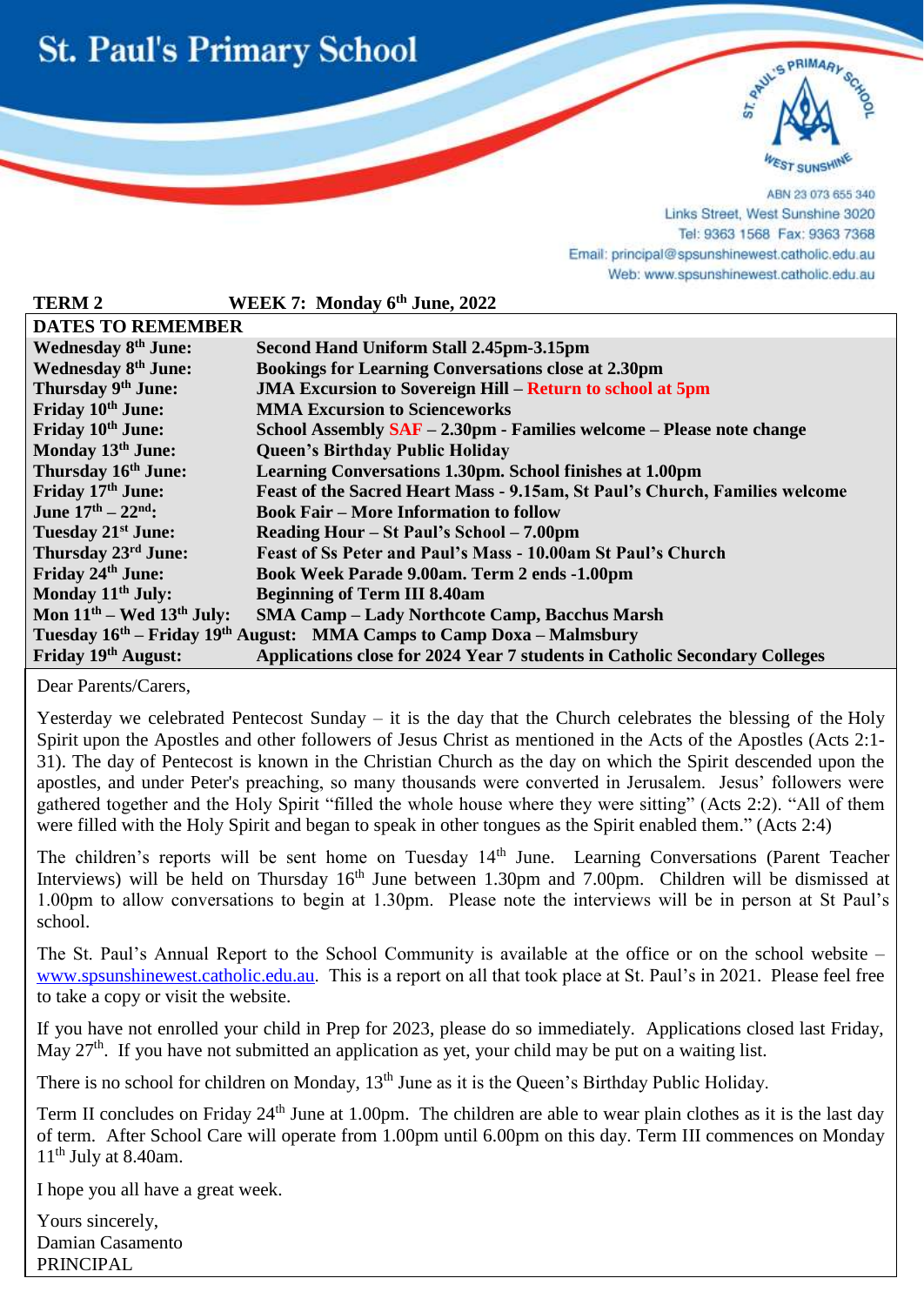# St. Paul's Primary School

ABN 23 073 655 340
Links Street, West Sunshine 3020
Tel: 9363 1568 Fax: 9363 7368
Email: principal@spsunshinewest.catholic.edu.au
Web: www.spsunshinewest.catholic.edu.au

**TERM 2** **WEEK 7: Monday 6th June, 2022**

| DATES TO REMEMBER | |
|---|---|
| **Wednesday 8th June:** | **Second Hand Uniform Stall 2.45pm-3.15pm** |
| **Wednesday 8th June:** | **Bookings for Learning Conversations close at 2.30pm** |
| **Thursday 9th June:** | **JMA Excursion to Sovereign Hill – Return to school at 5pm** |
| **Friday 10th June:** | **MMA Excursion to Scienceworks** |
| **Friday 10th June:** | **School Assembly SAF – 2.30pm - Families welcome – Please note change** |
| **Monday 13th June:** | **Queen's Birthday Public Holiday** |
| **Thursday 16th June:** | **Learning Conversations 1.30pm. School finishes at 1.00pm** |
| **Friday 17th June:** | **Feast of the Sacred Heart Mass - 9.15am, St Paul's Church, Families welcome** |
| **June 17th – 22nd:** | **Book Fair – More Information to follow** |
| **Tuesday 21st June:** | **Reading Hour – St Paul's School – 7.00pm** |
| **Thursday 23rd June:** | **Feast of Ss Peter and Paul's Mass - 10.00am St Paul's Church** |
| **Friday 24th June:** | **Book Week Parade 9.00am. Term 2 ends -1.00pm** |
| **Monday 11th July:** | **Beginning of Term III 8.40am** |
| **Mon 11th – Wed 13th July:** | **SMA Camp – Lady Northcote Camp, Bacchus Marsh** |
| **Tuesday 16th – Friday 19th August:** | **MMA Camps to Camp Doxa – Malmsbury** |
| **Friday 19th August:** | **Applications close for 2024 Year 7 students in Catholic Secondary Colleges** |

Dear Parents/Carers,

Yesterday we celebrated Pentecost Sunday – it is the day that the Church celebrates the blessing of the Holy Spirit upon the Apostles and other followers of Jesus Christ as mentioned in the Acts of the Apostles (Acts 2:1-31). The day of Pentecost is known in the Christian Church as the day on which the Spirit descended upon the apostles, and under Peter's preaching, so many thousands were converted in Jerusalem. Jesus' followers were gathered together and the Holy Spirit "filled the whole house where they were sitting" (Acts 2:2). "All of them were filled with the Holy Spirit and began to speak in other tongues as the Spirit enabled them." (Acts 2:4)

The children's reports will be sent home on Tuesday 14th June. Learning Conversations (Parent Teacher Interviews) will be held on Thursday 16th June between 1.30pm and 7.00pm. Children will be dismissed at 1.00pm to allow conversations to begin at 1.30pm. Please note the interviews will be in person at St Paul's school.

The St. Paul's Annual Report to the School Community is available at the office or on the school website – www.spsunshinewest.catholic.edu.au. This is a report on all that took place at St. Paul's in 2021. Please feel free to take a copy or visit the website.

If you have not enrolled your child in Prep for 2023, please do so immediately. Applications closed last Friday, May 27th. If you have not submitted an application as yet, your child may be put on a waiting list.

There is no school for children on Monday, 13th June as it is the Queen's Birthday Public Holiday.

Term II concludes on Friday 24th June at 1.00pm. The children are able to wear plain clothes as it is the last day of term. After School Care will operate from 1.00pm until 6.00pm on this day. Term III commences on Monday 11th July at 8.40am.

I hope you all have a great week.

Yours sincerely,
Damian Casamento
PRINCIPAL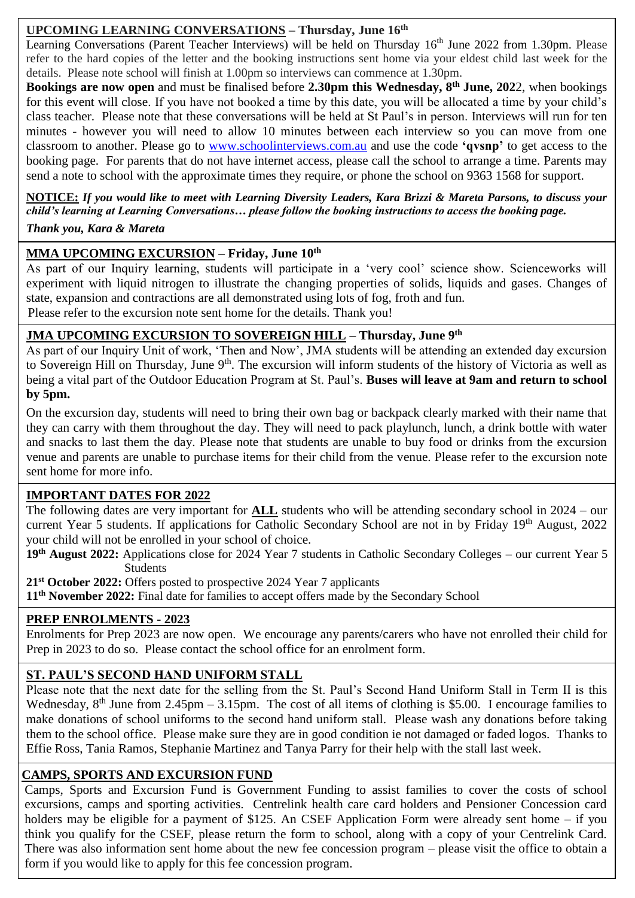## UPCOMING LEARNING CONVERSATIONS – Thursday, June 16th

Learning Conversations (Parent Teacher Interviews) will be held on Thursday 16th June 2022 from 1.30pm. Please refer to the hard copies of the letter and the booking instructions sent home via your eldest child last week for the details. Please note school will finish at 1.00pm so interviews can commence at 1.30pm.

**Bookings are now open** and must be finalised before **2.30pm this Wednesday, 8th June, 202**2, when bookings for this event will close. If you have not booked a time by this date, you will be allocated a time by your child's class teacher. Please note that these conversations will be held at St Paul's in person. Interviews will run for ten minutes - however you will need to allow 10 minutes between each interview so you can move from one classroom to another. Please go to www.schoolinterviews.com.au and use the code **'qvsnp'** to get access to the booking page. For parents that do not have internet access, please call the school to arrange a time. Parents may send a note to school with the approximate times they require, or phone the school on 9363 1568 for support.

**NOTICE:** ***If you would like to meet with Learning Diversity Leaders, Kara Brizzi & Mareta Parsons, to discuss your child's learning at Learning Conversations… please follow the booking instructions to access the booking page.***

***Thank you, Kara & Mareta***

## MMA UPCOMING EXCURSION – Friday, June 10th

As part of our Inquiry learning, students will participate in a 'very cool' science show. Scienceworks will experiment with liquid nitrogen to illustrate the changing properties of solids, liquids and gases. Changes of state, expansion and contractions are all demonstrated using lots of fog, froth and fun.

Please refer to the excursion note sent home for the details. Thank you!

## JMA UPCOMING EXCURSION TO SOVEREIGN HILL – Thursday, June 9th

As part of our Inquiry Unit of work, 'Then and Now', JMA students will be attending an extended day excursion to Sovereign Hill on Thursday, June 9th. The excursion will inform students of the history of Victoria as well as being a vital part of the Outdoor Education Program at St. Paul's. **Buses will leave at 9am and return to school by 5pm.**

On the excursion day, students will need to bring their own bag or backpack clearly marked with their name that they can carry with them throughout the day. They will need to pack playlunch, lunch, a drink bottle with water and snacks to last them the day. Please note that students are unable to buy food or drinks from the excursion venue and parents are unable to purchase items for their child from the venue. Please refer to the excursion note sent home for more info.

## IMPORTANT DATES FOR 2022

The following dates are very important for **ALL** students who will be attending secondary school in 2024 – our current Year 5 students. If applications for Catholic Secondary School are not in by Friday 19th August, 2022 your child will not be enrolled in your school of choice.

**19th August 2022:** Applications close for 2024 Year 7 students in Catholic Secondary Colleges – our current Year 5 Students

**21st October 2022:** Offers posted to prospective 2024 Year 7 applicants

**11th November 2022:** Final date for families to accept offers made by the Secondary School

## PREP ENROLMENTS - 2023

Enrolments for Prep 2023 are now open. We encourage any parents/carers who have not enrolled their child for Prep in 2023 to do so. Please contact the school office for an enrolment form.

## ST. PAUL'S SECOND HAND UNIFORM STALL

Please note that the next date for the selling from the St. Paul's Second Hand Uniform Stall in Term II is this Wednesday, 8th June from 2.45pm – 3.15pm. The cost of all items of clothing is $5.00. I encourage families to make donations of school uniforms to the second hand uniform stall. Please wash any donations before taking them to the school office. Please make sure they are in good condition ie not damaged or faded logos. Thanks to Effie Ross, Tania Ramos, Stephanie Martinez and Tanya Parry for their help with the stall last week.

## CAMPS, SPORTS AND EXCURSION FUND

Camps, Sports and Excursion Fund is Government Funding to assist families to cover the costs of school excursions, camps and sporting activities. Centrelink health care card holders and Pensioner Concession card holders may be eligible for a payment of $125. An CSEF Application Form were already sent home – if you think you qualify for the CSEF, please return the form to school, along with a copy of your Centrelink Card. There was also information sent home about the new fee concession program – please visit the office to obtain a form if you would like to apply for this fee concession program.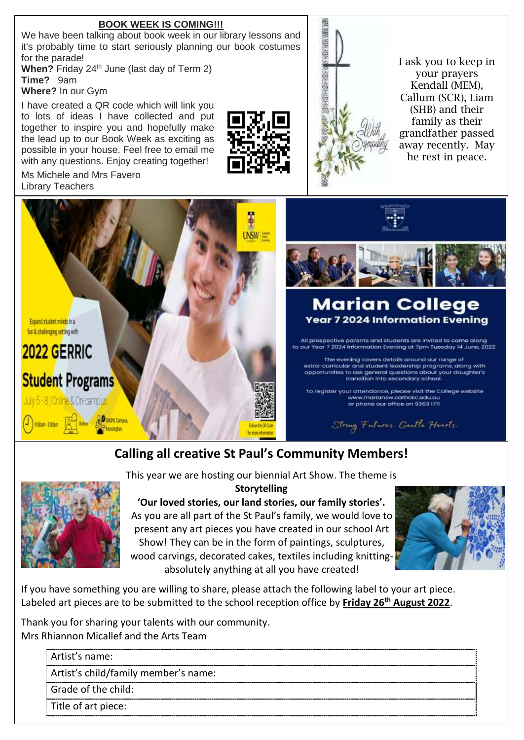## BOOK WEEK IS COMING!!!

We have been talking about book week in our library lessons and it's probably time to start seriously planning our book costumes for the parade!

**When?** Friday 24th June (last day of Term 2)

**Time?** 9am

**Where?** In our Gym

I have created a QR code which will link you to lots of ideas I have collected and put together to inspire you and hopefully make the lead up to our Book Week as exciting as possible in your house. Feel free to email me with any questions. Enjoy creating together!

Ms Michele and Mrs Favero
Library Teachers

I ask you to keep in your prayers Kendall (MEM), Callum (SCR), Liam (SHB) and their family as their grandfather passed away recently. May he rest in peace.

Expand student minds in a fun & challenging setting with

**2022 GERRIC Student Programs**

July 5 - 8 | Online & On-campus

9:00am - 3:00pm | Online | UNSW Campus, Kensington

Follow the QR Code for more information

# Marian College

## Year 7 2024 Information Evening

All prospective parents and students are invited to come along to our Year 7 2024 Information Evening at 7pm Tuesday 14 June, 2022.

The evening covers details around our range of extra-curricular and student leadership programs, along with opportunities to ask general questions about your daughter's transition into secondary school.

To register your attendance, please visit the College website www.mariansw.catholic.edu.au or phone our office on 9363 1711

*Strong Futures. Gentle Hearts.*

## Calling all creative St Paul's Community Members!

This year we are hosting our biennial Art Show. The theme is

**Storytelling**

**'Our loved stories, our land stories, our family stories'.**

As you are all part of the St Paul's family, we would love to present any art pieces you have created in our school Art Show! They can be in the form of paintings, sculptures, wood carvings, decorated cakes, textiles including knitting- absolutely anything at all you have created!

If you have something you are willing to share, please attach the following label to your art piece. Labeled art pieces are to be submitted to the school reception office by **Friday 26th August 2022**.

Thank you for sharing your talents with our community.
Mrs Rhiannon Micallef and the Arts Team

| |
|---|
| Artist's name: |
| Artist's child/family member's name: |
| Grade of the child: |
| Title of art piece: |